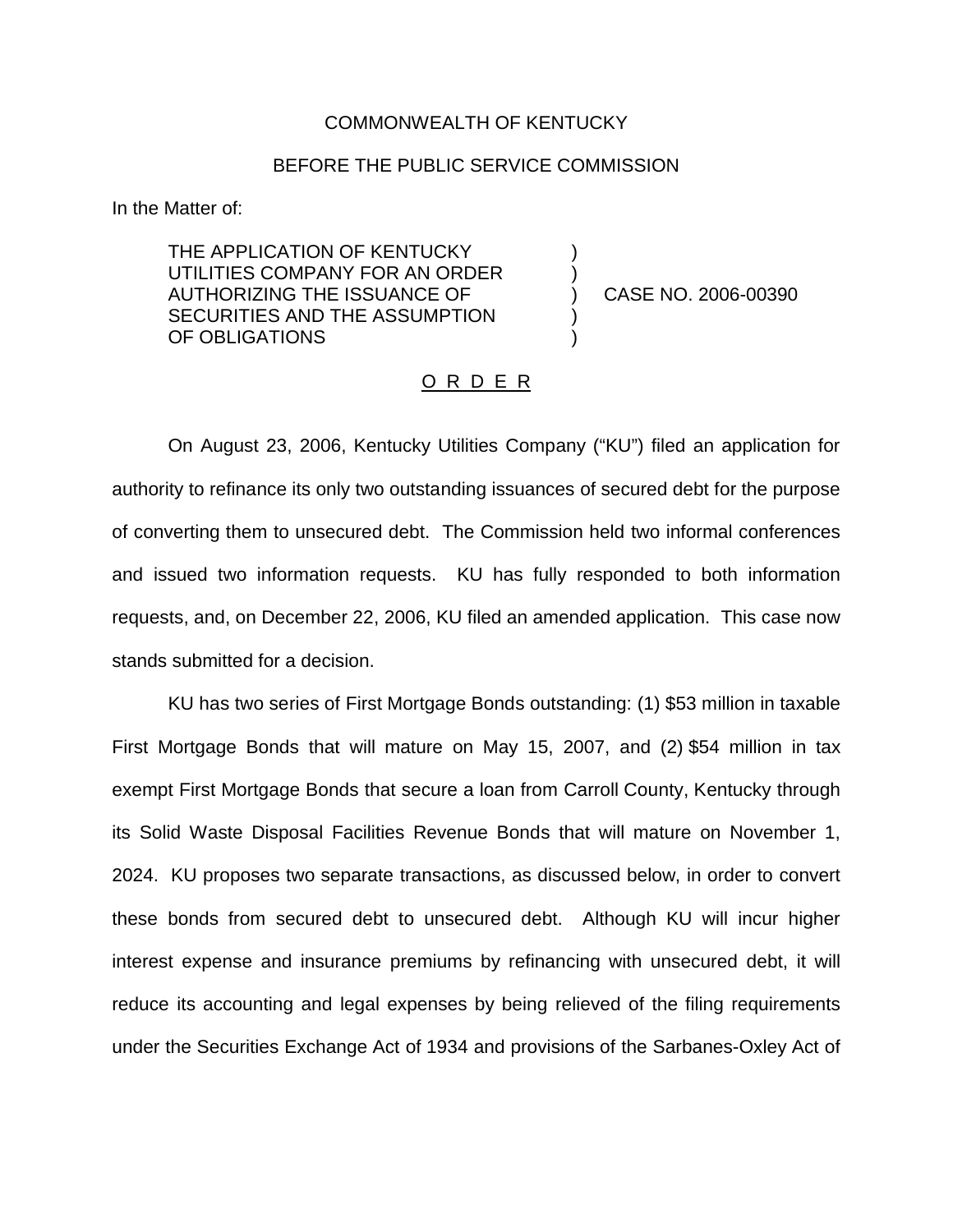COMMONWEALTH OF KENTUCKY

BEFORE THE PUBLIC SERVICE COMMISSION

In the Matter of:

THE APPLICATION OF KENTUCKY UTILITIES COMPANY FOR AN ORDER AUTHORIZING THE ISSUANCE OF SECURITIES AND THE ASSUMPTION OF OBLIGATIONS ) CASE NO. 2006-00390

O R D E R

On August 23, 2006, Kentucky Utilities Company ("KU") filed an application for authority to refinance its only two outstanding issuances of secured debt for the purpose of converting them to unsecured debt. The Commission held two informal conferences and issued two information requests. KU has fully responded to both information requests, and, on December 22, 2006, KU filed an amended application. This case now stands submitted for a decision.

KU has two series of First Mortgage Bonds outstanding: (1) $53 million in taxable First Mortgage Bonds that will mature on May 15, 2007, and (2) $54 million in tax exempt First Mortgage Bonds that secure a loan from Carroll County, Kentucky through its Solid Waste Disposal Facilities Revenue Bonds that will mature on November 1, 2024. KU proposes two separate transactions, as discussed below, in order to convert these bonds from secured debt to unsecured debt. Although KU will incur higher interest expense and insurance premiums by refinancing with unsecured debt, it will reduce its accounting and legal expenses by being relieved of the filing requirements under the Securities Exchange Act of 1934 and provisions of the Sarbanes-Oxley Act of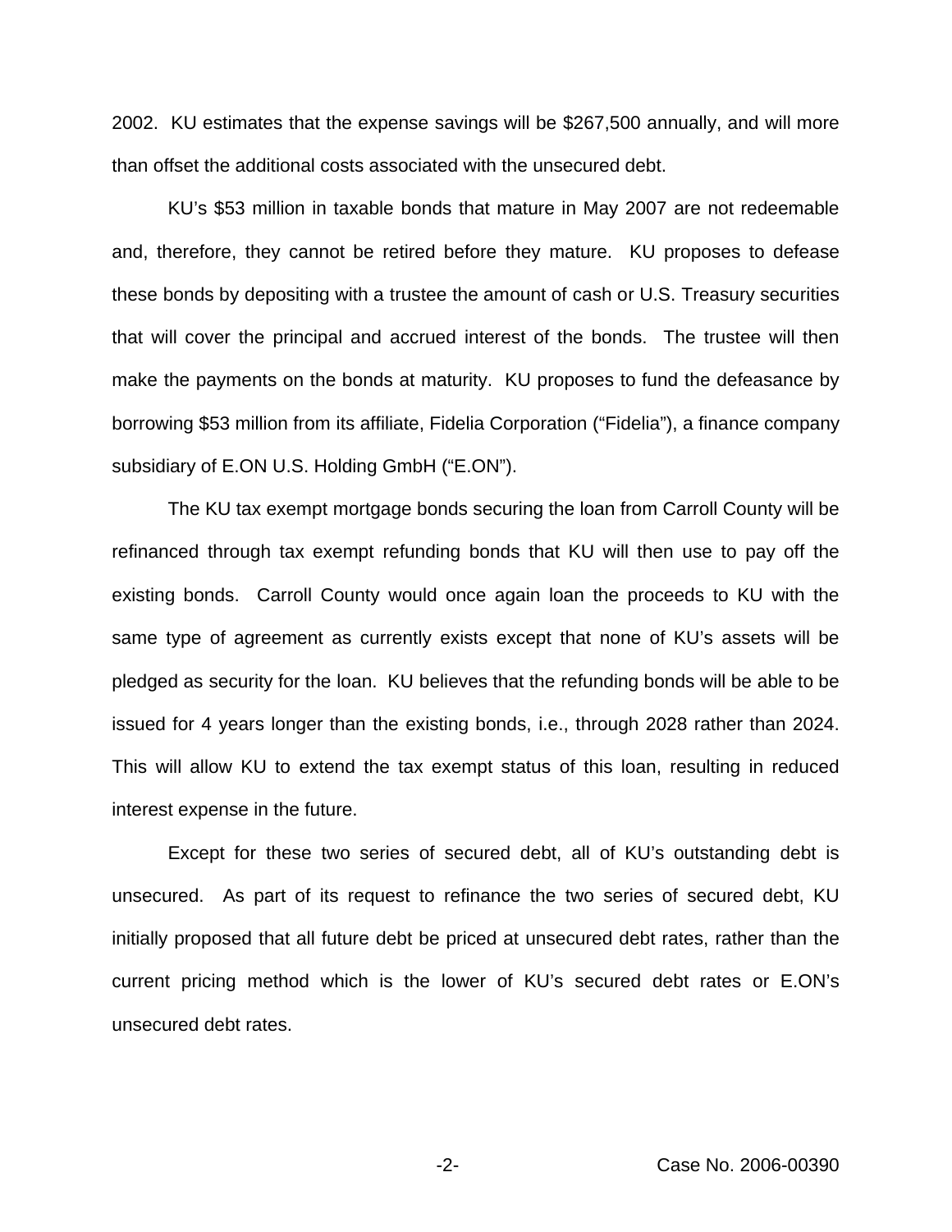2002. KU estimates that the expense savings will be $267,500 annually, and will more than offset the additional costs associated with the unsecured debt.

KU's $53 million in taxable bonds that mature in May 2007 are not redeemable and, therefore, they cannot be retired before they mature. KU proposes to defease these bonds by depositing with a trustee the amount of cash or U.S. Treasury securities that will cover the principal and accrued interest of the bonds. The trustee will then make the payments on the bonds at maturity. KU proposes to fund the defeasance by borrowing $53 million from its affiliate, Fidelia Corporation ("Fidelia"), a finance company subsidiary of E.ON U.S. Holding GmbH ("E.ON").

The KU tax exempt mortgage bonds securing the loan from Carroll County will be refinanced through tax exempt refunding bonds that KU will then use to pay off the existing bonds. Carroll County would once again loan the proceeds to KU with the same type of agreement as currently exists except that none of KU's assets will be pledged as security for the loan. KU believes that the refunding bonds will be able to be issued for 4 years longer than the existing bonds, i.e., through 2028 rather than 2024. This will allow KU to extend the tax exempt status of this loan, resulting in reduced interest expense in the future.

Except for these two series of secured debt, all of KU's outstanding debt is unsecured. As part of its request to refinance the two series of secured debt, KU initially proposed that all future debt be priced at unsecured debt rates, rather than the current pricing method which is the lower of KU's secured debt rates or E.ON's unsecured debt rates.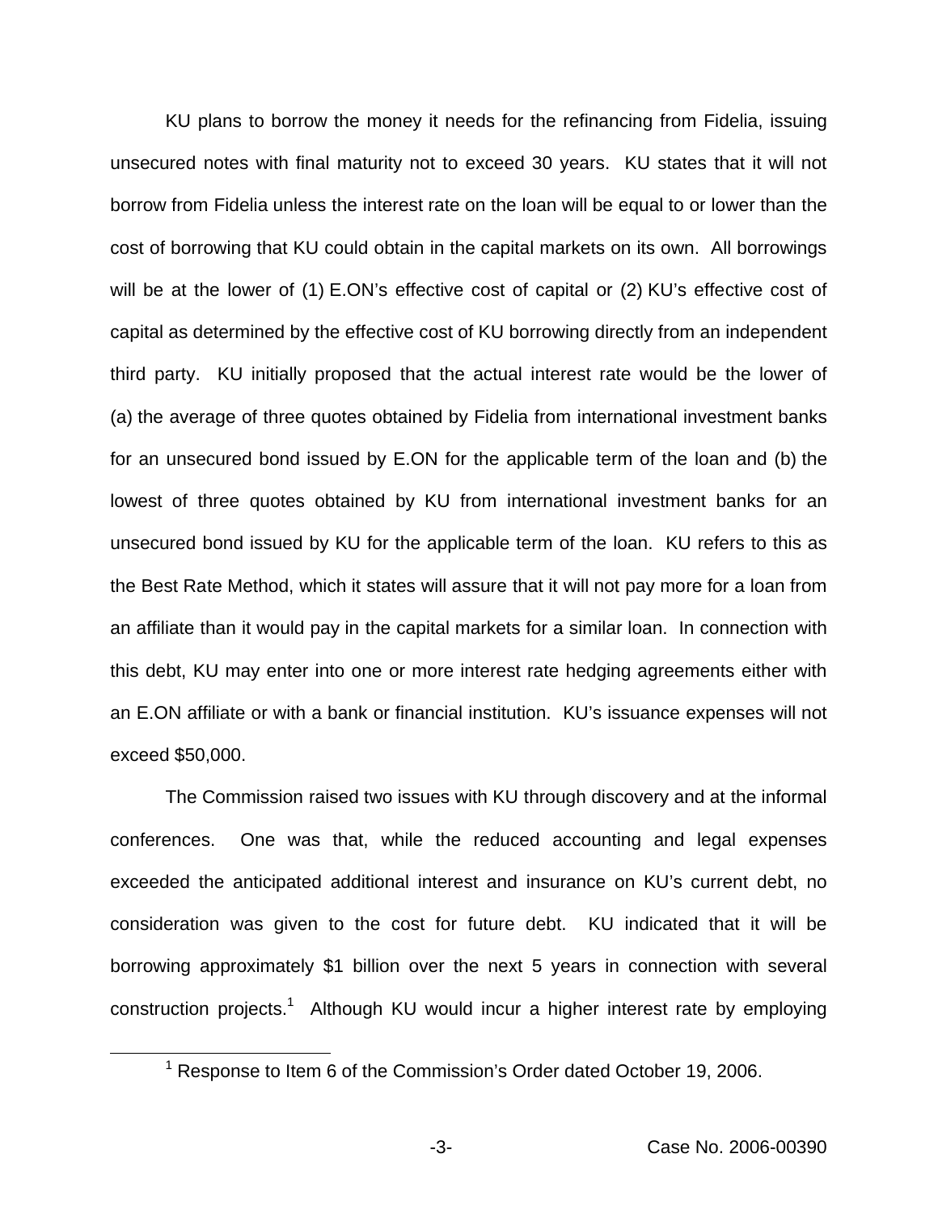KU plans to borrow the money it needs for the refinancing from Fidelia, issuing unsecured notes with final maturity not to exceed 30 years. KU states that it will not borrow from Fidelia unless the interest rate on the loan will be equal to or lower than the cost of borrowing that KU could obtain in the capital markets on its own. All borrowings will be at the lower of (1) E.ON's effective cost of capital or (2) KU's effective cost of capital as determined by the effective cost of KU borrowing directly from an independent third party. KU initially proposed that the actual interest rate would be the lower of (a) the average of three quotes obtained by Fidelia from international investment banks for an unsecured bond issued by E.ON for the applicable term of the loan and (b) the lowest of three quotes obtained by KU from international investment banks for an unsecured bond issued by KU for the applicable term of the loan. KU refers to this as the Best Rate Method, which it states will assure that it will not pay more for a loan from an affiliate than it would pay in the capital markets for a similar loan. In connection with this debt, KU may enter into one or more interest rate hedging agreements either with an E.ON affiliate or with a bank or financial institution. KU's issuance expenses will not exceed $50,000.

The Commission raised two issues with KU through discovery and at the informal conferences. One was that, while the reduced accounting and legal expenses exceeded the anticipated additional interest and insurance on KU's current debt, no consideration was given to the cost for future debt. KU indicated that it will be borrowing approximately $1 billion over the next 5 years in connection with several construction projects.[1] Although KU would incur a higher interest rate by employing

[1] Response to Item 6 of the Commission's Order dated October 19, 2006.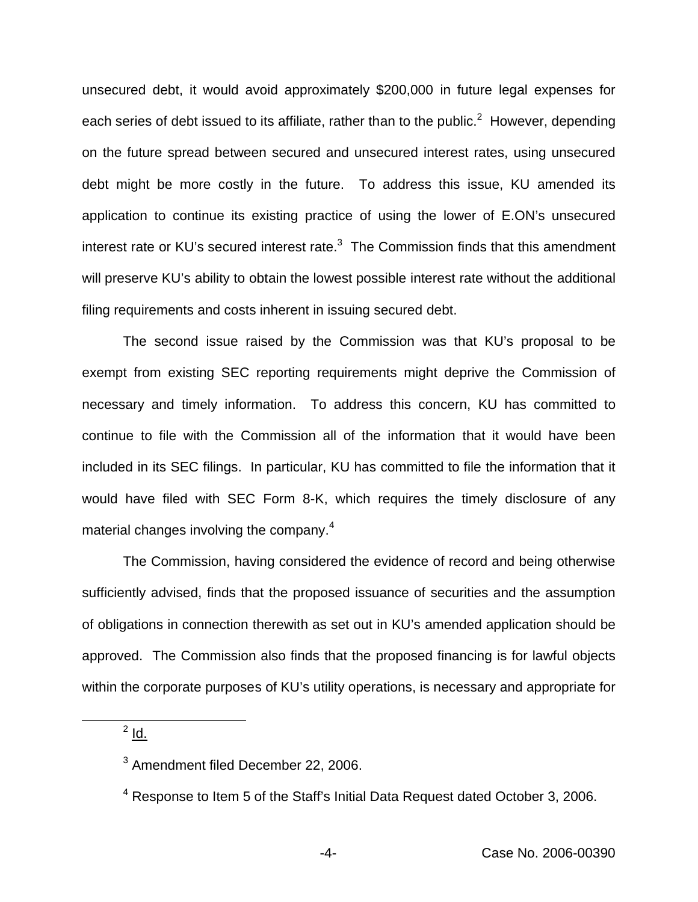unsecured debt, it would avoid approximately $200,000 in future legal expenses for each series of debt issued to its affiliate, rather than to the public.[2] However, depending on the future spread between secured and unsecured interest rates, using unsecured debt might be more costly in the future. To address this issue, KU amended its application to continue its existing practice of using the lower of E.ON's unsecured interest rate or KU's secured interest rate.[3] The Commission finds that this amendment will preserve KU's ability to obtain the lowest possible interest rate without the additional filing requirements and costs inherent in issuing secured debt.

The second issue raised by the Commission was that KU's proposal to be exempt from existing SEC reporting requirements might deprive the Commission of necessary and timely information. To address this concern, KU has committed to continue to file with the Commission all of the information that it would have been included in its SEC filings. In particular, KU has committed to file the information that it would have filed with SEC Form 8-K, which requires the timely disclosure of any material changes involving the company.[4]

The Commission, having considered the evidence of record and being otherwise sufficiently advised, finds that the proposed issuance of securities and the assumption of obligations in connection therewith as set out in KU's amended application should be approved. The Commission also finds that the proposed financing is for lawful objects within the corporate purposes of KU's utility operations, is necessary and appropriate for

---

[2] Id.

[3] Amendment filed December 22, 2006.

[4] Response to Item 5 of the Staff's Initial Data Request dated October 3, 2006.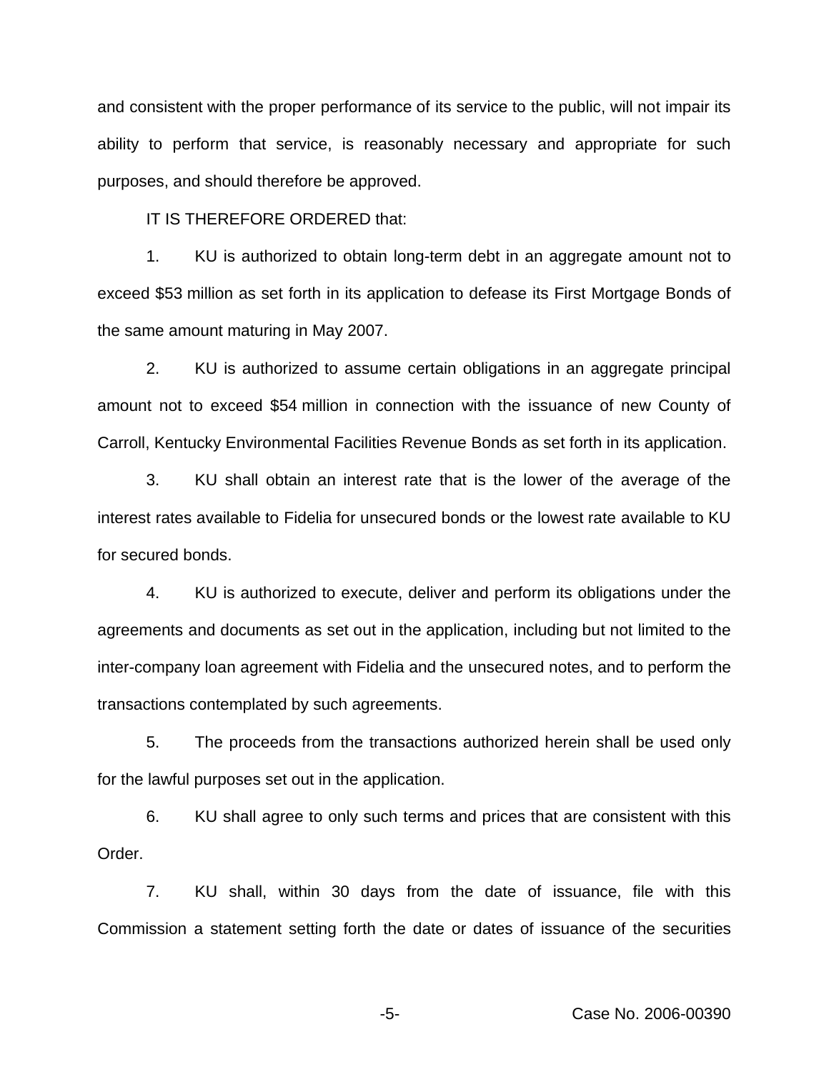and consistent with the proper performance of its service to the public, will not impair its ability to perform that service, is reasonably necessary and appropriate for such purposes, and should therefore be approved.

IT IS THEREFORE ORDERED that:

1. KU is authorized to obtain long-term debt in an aggregate amount not to exceed $53 million as set forth in its application to defease its First Mortgage Bonds of the same amount maturing in May 2007.

2. KU is authorized to assume certain obligations in an aggregate principal amount not to exceed $54 million in connection with the issuance of new County of Carroll, Kentucky Environmental Facilities Revenue Bonds as set forth in its application.

3. KU shall obtain an interest rate that is the lower of the average of the interest rates available to Fidelia for unsecured bonds or the lowest rate available to KU for secured bonds.

4. KU is authorized to execute, deliver and perform its obligations under the agreements and documents as set out in the application, including but not limited to the inter-company loan agreement with Fidelia and the unsecured notes, and to perform the transactions contemplated by such agreements.

5. The proceeds from the transactions authorized herein shall be used only for the lawful purposes set out in the application.

6. KU shall agree to only such terms and prices that are consistent with this Order.

7. KU shall, within 30 days from the date of issuance, file with this Commission a statement setting forth the date or dates of issuance of the securities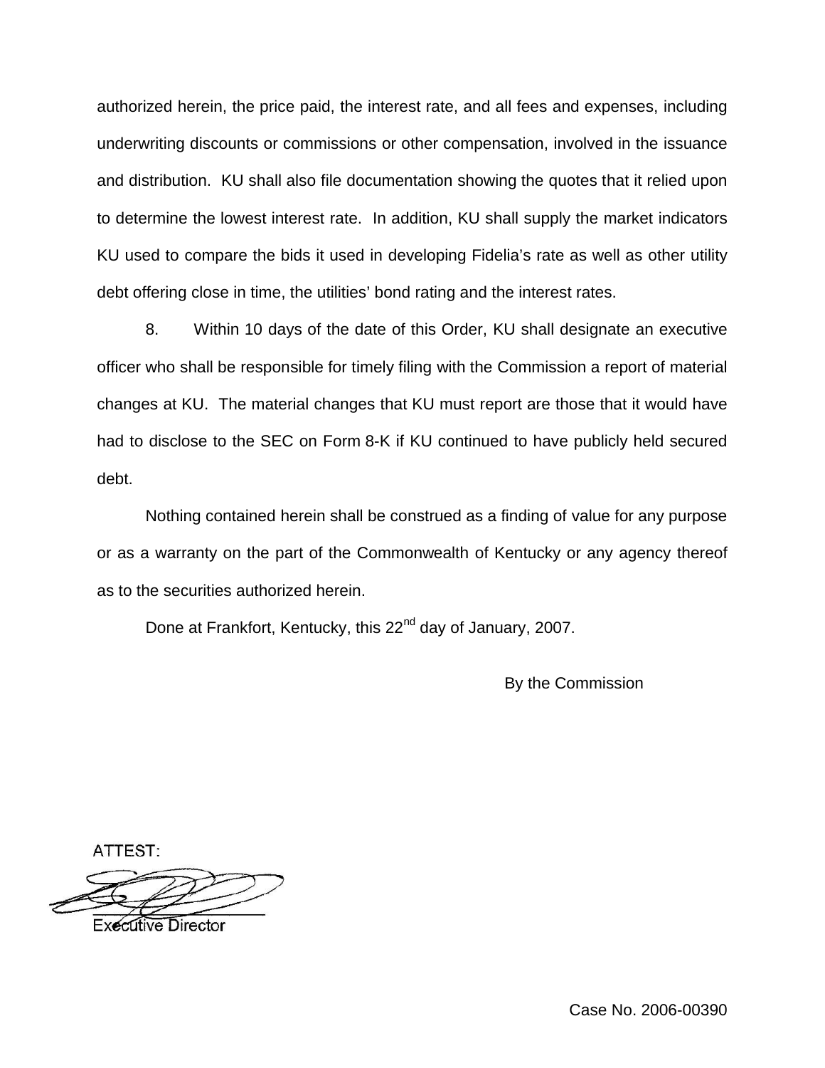authorized herein, the price paid, the interest rate, and all fees and expenses, including underwriting discounts or commissions or other compensation, involved in the issuance and distribution. KU shall also file documentation showing the quotes that it relied upon to determine the lowest interest rate. In addition, KU shall supply the market indicators KU used to compare the bids it used in developing Fidelia's rate as well as other utility debt offering close in time, the utilities' bond rating and the interest rates.

8. Within 10 days of the date of this Order, KU shall designate an executive officer who shall be responsible for timely filing with the Commission a report of material changes at KU. The material changes that KU must report are those that it would have had to disclose to the SEC on Form 8-K if KU continued to have publicly held secured debt.

Nothing contained herein shall be construed as a finding of value for any purpose or as a warranty on the part of the Commonwealth of Kentucky or any agency thereof as to the securities authorized herein.

Done at Frankfort, Kentucky, this 22nd day of January, 2007.

By the Commission

ATTEST:

Executive Director

Case No. 2006-00390